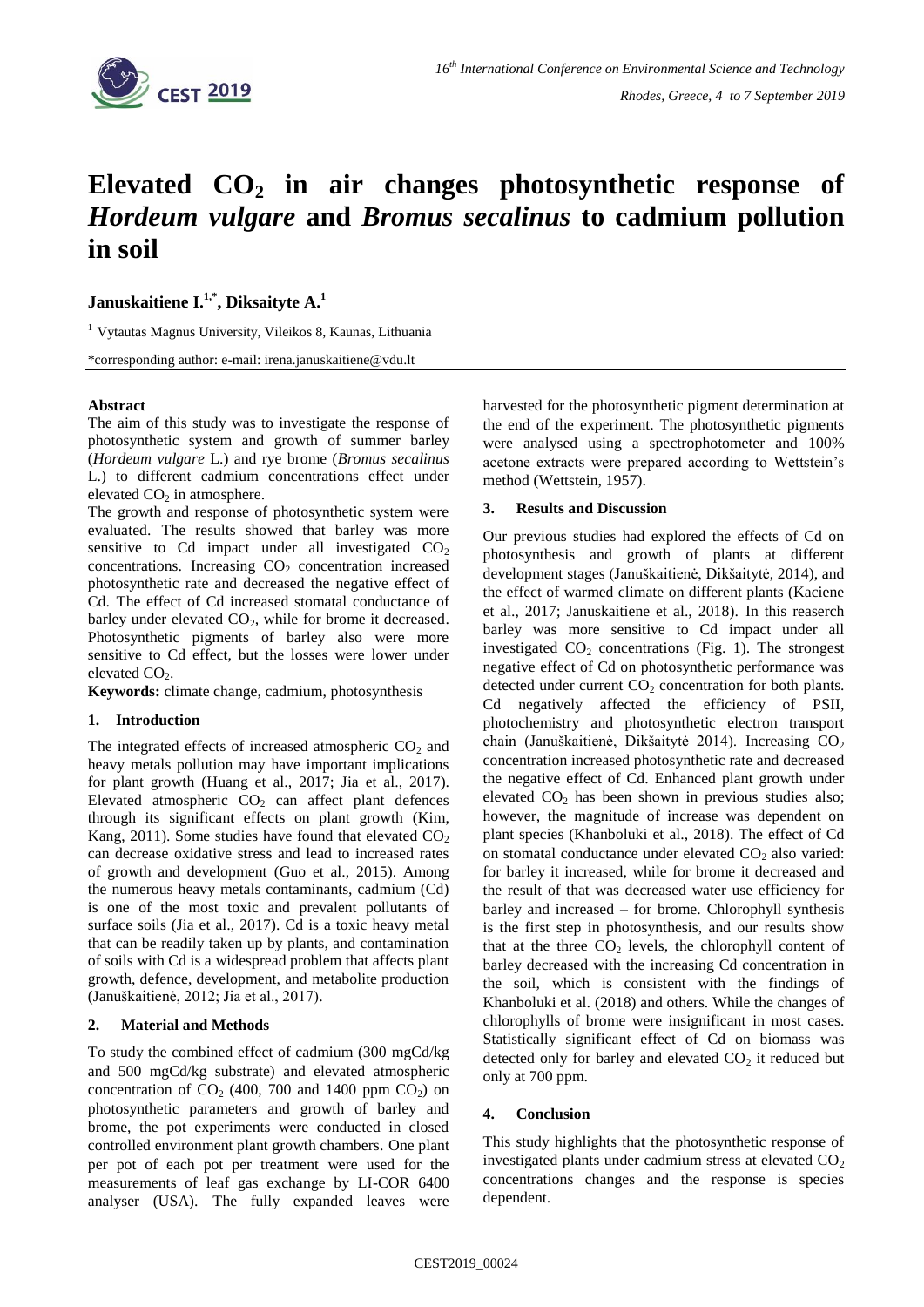# Elevated $CO_2$ in air changes photosynthetic response of *Hordeum vulgare* and *Bromus secalinus* to cadmium pollution in soil

**Januskaitiene I.[1,*], Diksaityte A.[1]**

[1] Vytautas Magnus University, Vileikos 8, Kaunas, Lithuania

*corresponding author: e-mail: irena.januskaitiene@vdu.lt

**Abstract**

The aim of this study was to investigate the response of photosynthetic system and growth of summer barley (*Hordeum vulgare* L.) and rye brome (*Bromus secalinus* L.) to different cadmium concentrations effect under elevated $CO_2$ in atmosphere.

The growth and response of photosynthetic system were evaluated. The results showed that barley was more sensitive to Cd impact under all investigated $CO_2$ concentrations. Increasing $CO_2$ concentration increased photosynthetic rate and decreased the negative effect of Cd. The effect of Cd increased stomatal conductance of barley under elevated $CO_2$, while for brome it decreased. Photosynthetic pigments of barley also were more sensitive to Cd effect, but the losses were lower under elevated $CO_2$.

**Keywords:** climate change, cadmium, photosynthesis

## 1. Introduction

The integrated effects of increased atmospheric $CO_2$ and heavy metals pollution may have important implications for plant growth (Huang et al., 2017; Jia et al., 2017). Elevated atmospheric $CO_2$ can affect plant defences through its significant effects on plant growth (Kim, Kang, 2011). Some studies have found that elevated $CO_2$ can decrease oxidative stress and lead to increased rates of growth and development (Guo et al., 2015). Among the numerous heavy metals contaminants, cadmium (Cd) is one of the most toxic and prevalent pollutants of surface soils (Jia et al., 2017). Cd is a toxic heavy metal that can be readily taken up by plants, and contamination of soils with Cd is a widespread problem that affects plant growth, defence, development, and metabolite production (Januškaitienė, 2012; Jia et al., 2017).

## 2. Material and Methods

To study the combined effect of cadmium (300 mgCd/kg and 500 mgCd/kg substrate) and elevated atmospheric concentration of $CO_2$ (400, 700 and 1400 ppm $CO_2$) on photosynthetic parameters and growth of barley and brome, the pot experiments were conducted in closed controlled environment plant growth chambers. One plant per pot of each pot per treatment were used for the measurements of leaf gas exchange by LI-COR 6400 analyser (USA). The fully expanded leaves were harvested for the photosynthetic pigment determination at the end of the experiment. The photosynthetic pigments were analysed using a spectrophotometer and 100% acetone extracts were prepared according to Wettstein's method (Wettstein, 1957).

## 3. Results and Discussion

Our previous studies had explored the effects of Cd on photosynthesis and growth of plants at different development stages (Januškaitienė, Dikšaitytė, 2014), and the effect of warmed climate on different plants (Kaciene et al., 2017; Januskaitiene et al., 2018). In this reaserch barley was more sensitive to Cd impact under all investigated $CO_2$ concentrations (Fig. 1). The strongest negative effect of Cd on photosynthetic performance was detected under current $CO_2$ concentration for both plants. Cd negatively affected the efficiency of PSII, photochemistry and photosynthetic electron transport chain (Januškaitienė, Dikšaitytė 2014). Increasing $CO_2$ concentration increased photosynthetic rate and decreased the negative effect of Cd. Enhanced plant growth under elevated $CO_2$ has been shown in previous studies also; however, the magnitude of increase was dependent on plant species (Khanboluki et al., 2018). The effect of Cd on stomatal conductance under elevated $CO_2$ also varied: for barley it increased, while for brome it decreased and the result of that was decreased water use efficiency for barley and increased – for brome. Chlorophyll synthesis is the first step in photosynthesis, and our results show that at the three $CO_2$ levels, the chlorophyll content of barley decreased with the increasing Cd concentration in the soil, which is consistent with the findings of Khanboluki et al. (2018) and others. While the changes of chlorophylls of brome were insignificant in most cases. Statistically significant effect of Cd on biomass was detected only for barley and elevated $CO_2$ it reduced but only at 700 ppm.

## 4. Conclusion

This study highlights that the photosynthetic response of investigated plants under cadmium stress at elevated $CO_2$ concentrations changes and the response is species dependent.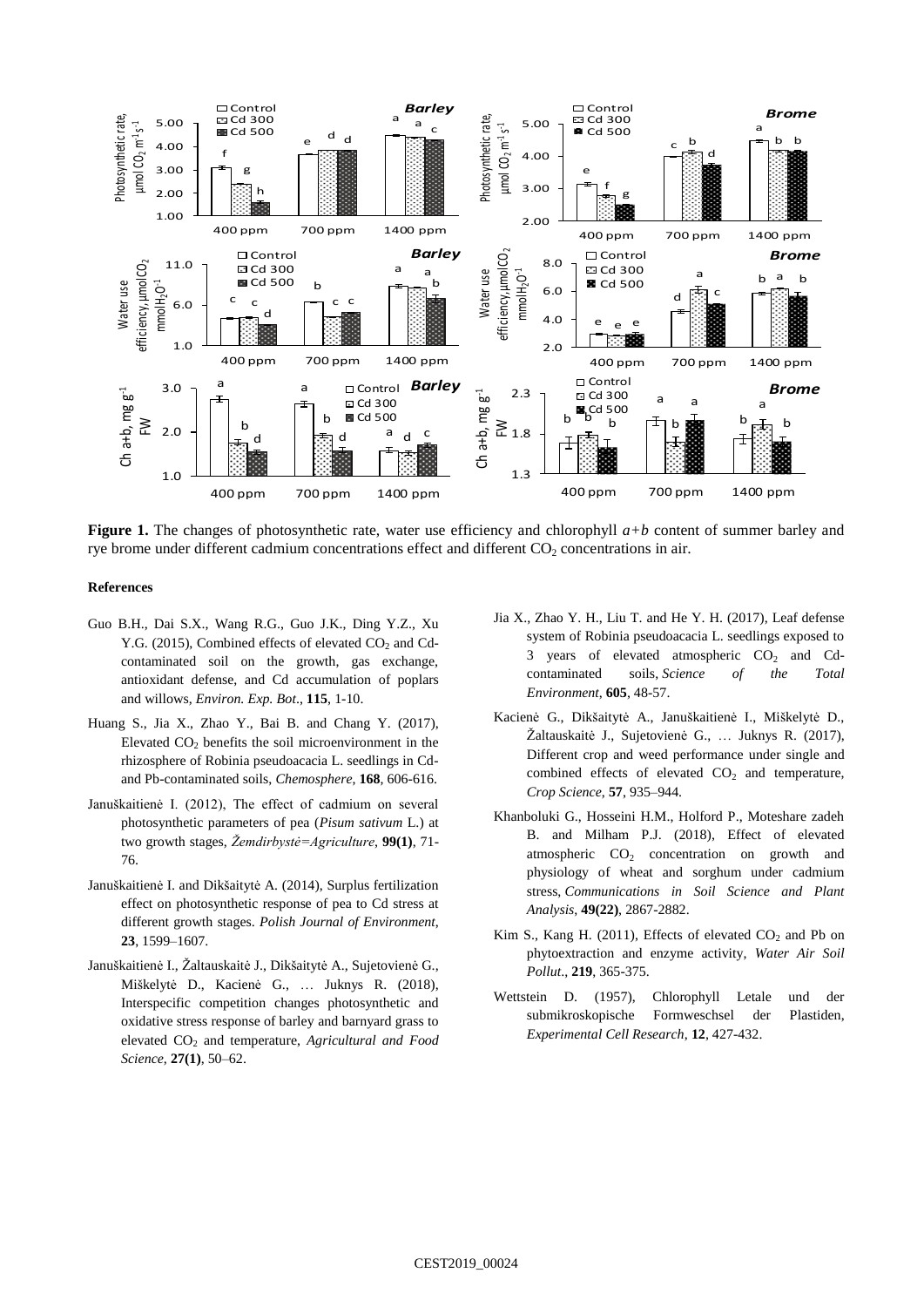Barley

Photosynthetic rate, µmol $CO_2$ m$^{-1}$ s$^{-1}$

Control
Cd 300
Cd 500

5.00
4.00
3.00
2.00
1.00

f g h e d d a a c

400 ppm 700 ppm 1400 ppm

Brome

Photosynthetic rate, µmol $CO_2$ m$^{-1}$ s$^{-1}$

Control
Cd 300
Cd 500

5.00
4.00
3.00
2.00

e f g c b d a b b

400 ppm 700 ppm 1400 ppm

Barley

Water use efficiency, µmol$CO_2$ mmol$H_2O^{-1}$

Control
Cd 300
Cd 500

11.0
6.0
1.0

c c d b c c a a b

400 ppm 700 ppm 1400 ppm

Brome

Water use efficiency, µmol$CO_2$ mmol$H_2O^{-1}$

Control
Cd 300
Cd 500

8.0
6.0
4.0
2.0

e e e d a c b a b

400 ppm 700 ppm 1400 ppm

Barley

Ch a+b, mg g$^{-1}$ FW

Control
Cd 300
Cd 500

3.0
2.0
1.0

a b d a b d a d c

400 ppm 700 ppm 1400 ppm

Brome

Ch a+b, mg g$^{-1}$ FW

Control
Cd 300
Cd 500

2.3
1.8
1.3

b b b a b a b a b

400 ppm 700 ppm 1400 ppm

**Figure 1.** The changes of photosynthetic rate, water use efficiency and chlorophyll *a+b* content of summer barley and rye brome under different cadmium concentrations effect and different $CO_2$ concentrations in air.

**References**

Guo B.H., Dai S.X., Wang R.G., Guo J.K., Ding Y.Z., Xu Y.G. (2015), Combined effects of elevated $CO_2$ and Cd-contaminated soil on the growth, gas exchange, antioxidant defense, and Cd accumulation of poplars and willows, *Environ. Exp. Bot*., **115**, 1-10.

Huang S., Jia X., Zhao Y., Bai B. and Chang Y. (2017), Elevated $CO_2$ benefits the soil microenvironment in the rhizosphere of Robinia pseudoacacia L. seedlings in Cd- and Pb-contaminated soils, *Chemosphere*, **168**, 606-616.

Januškaitienė I. (2012), The effect of cadmium on several photosynthetic parameters of pea (*Pisum sativum* L.) at two growth stages, *Žemdirbystė=Agriculture*, **99(1)**, 71-76.

Januškaitienė I. and Dikšaitytė A. (2014), Surplus fertilization effect on photosynthetic response of pea to Cd stress at different growth stages. *Polish Journal of Environment*, **23**, 1599–1607.

Januškaitienė I., Žaltauskaitė J., Dikšaitytė A., Sujetovienė G., Miškelytė D., Kacienė G., … Juknys R. (2018), Interspecific competition changes photosynthetic and oxidative stress response of barley and barnyard grass to elevated $CO_2$ and temperature, *Agricultural and Food Science*, **27(1)**, 50–62.

Jia X., Zhao Y. H., Liu T. and He Y. H. (2017), Leaf defense system of Robinia pseudoacacia L. seedlings exposed to 3 years of elevated atmospheric $CO_2$ and Cd-contaminated soils, *Science of the Total Environment*, **605**, 48-57.

Kacienė G., Dikšaitytė A., Januškaitienė I., Miškelytė D., Žaltauskaitė J., Sujetovienė G., … Juknys R. (2017), Different crop and weed performance under single and combined effects of elevated $CO_2$ and temperature, *Crop Science*, **57**, 935–944.

Khanboluki G., Hosseini H.M., Holford P., Moteshare zadeh B. and Milham P.J. (2018), Effect of elevated atmospheric $CO_2$ concentration on growth and physiology of wheat and sorghum under cadmium stress, *Communications in Soil Science and Plant Analysis*, **49(22)**, 2867-2882.

Kim S., Kang H. (2011), Effects of elevated $CO_2$ and Pb on phytoextraction and enzyme activity, *Water Air Soil Pollut*., **219**, 365-375.

Wettstein D. (1957), Chlorophyll Letale und der submikroskopische Formweschsel der Plastiden, *Experimental Cell Research*, **12**, 427-432.